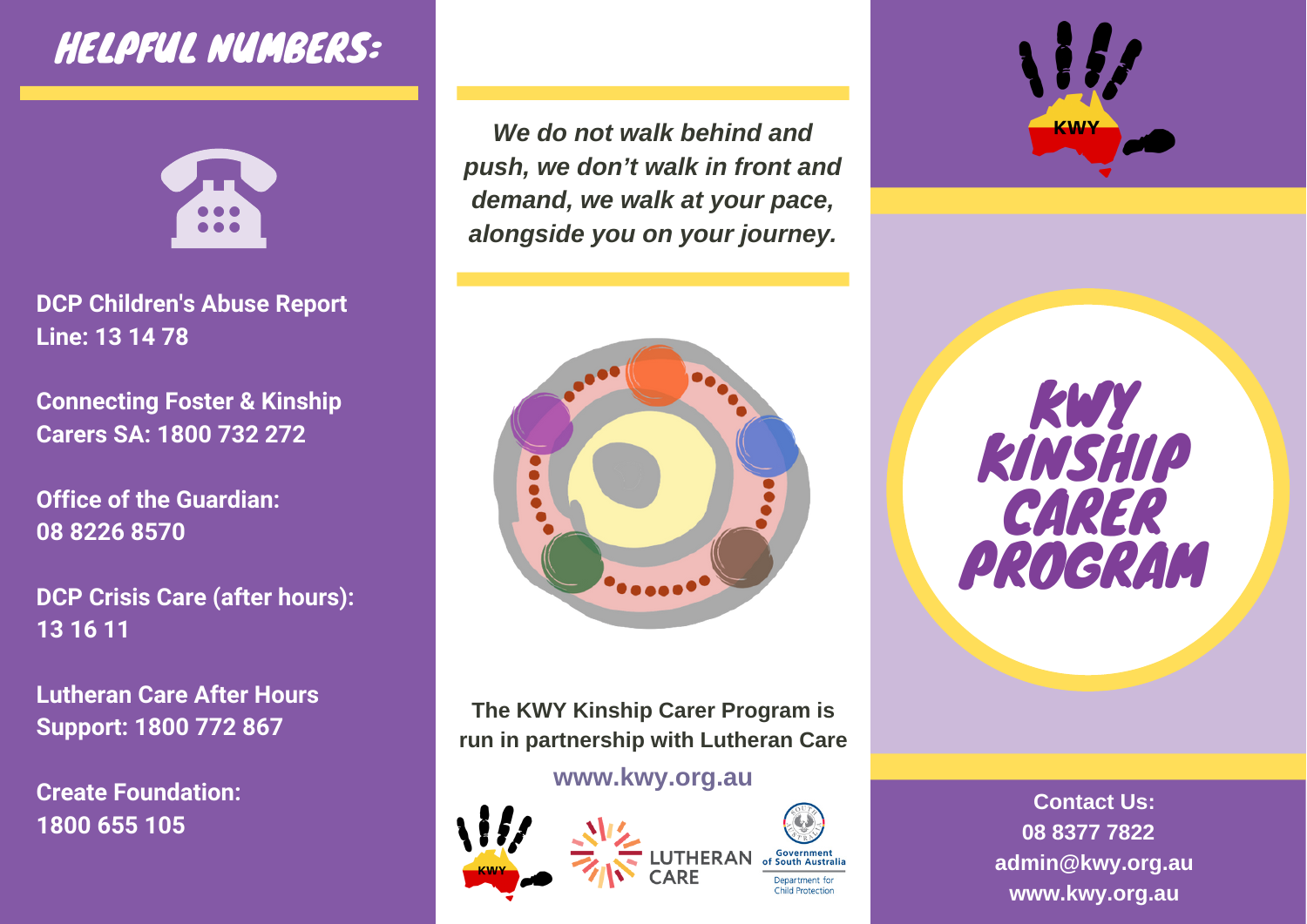## HELPFUL NUMBERS:

**DCP Children's Abuse Report Line: 13 14 78**

**Connecting Foster & Kinship Carers SA: 1800 732 272**

**Office of the Guardian: 08 8226 8570**

**DCP Crisis Care (after hours): 13 16 11**

**Lutheran Care After Hours Support: 1800 772 867**

**Create Foundation: 1800 655 105**

***We do not walk behind and push, we don't walk in front and demand, we walk at your pace, alongside you on your journey.***

**The KWY Kinship Carer Program is run in partnership with Lutheran Care**

**www.kwy.org.au**

KWY

LUTHERAN CARE

Government of South Australia
Department for Child Protection

KWY

# KWY KINSHIP CARER PROGRAM

**Contact Us:**
**08 8377 7822**
**admin@kwy.org.au**
**www.kwy.org.au**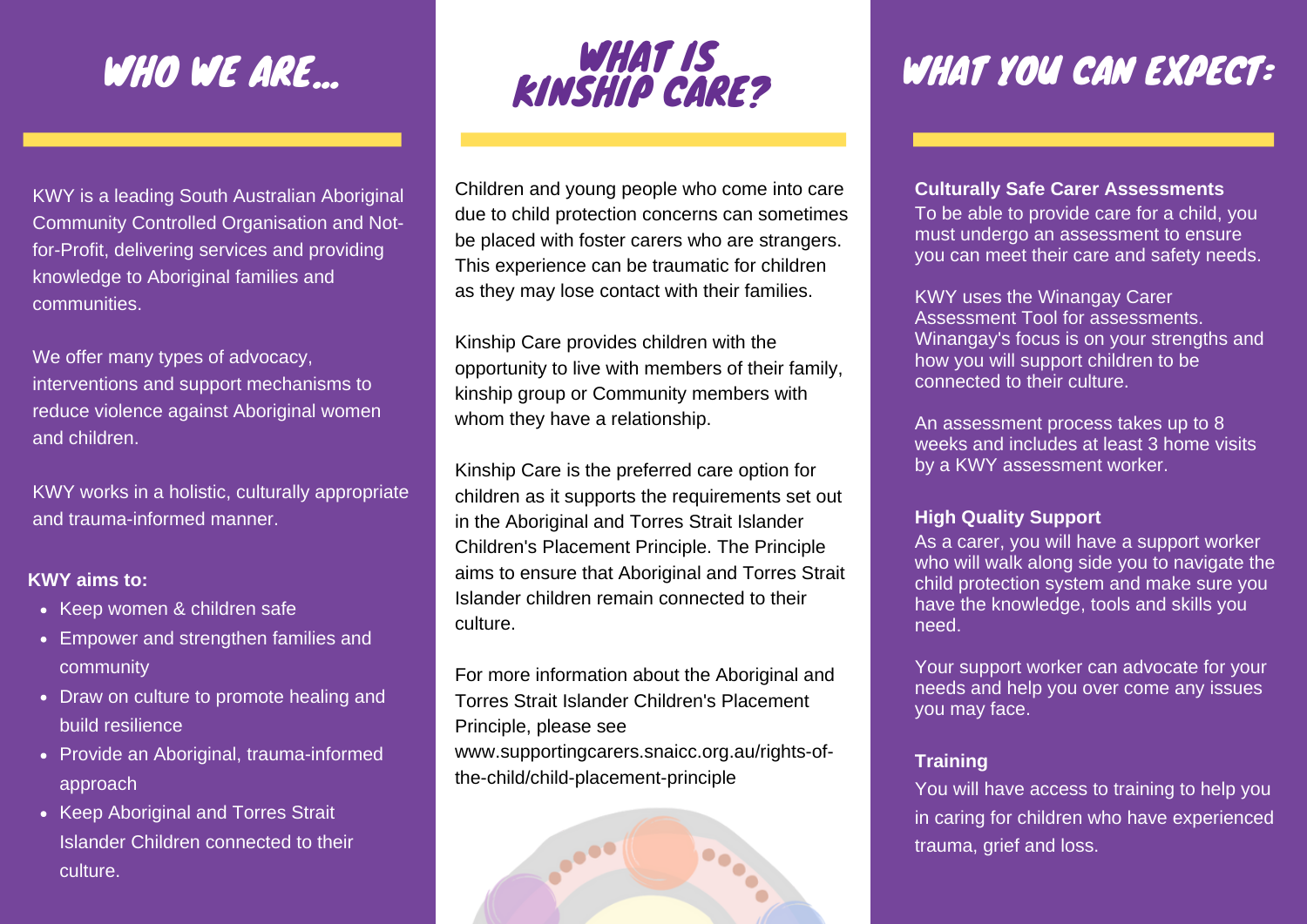# WHO WE ARE...

KWY is a leading South Australian Aboriginal Community Controlled Organisation and Not-for-Profit, delivering services and providing knowledge to Aboriginal families and communities.

We offer many types of advocacy, interventions and support mechanisms to reduce violence against Aboriginal women and children.

KWY works in a holistic, culturally appropriate and trauma-informed manner.

**KWY aims to:**

- Keep women & children safe
- Empower and strengthen families and community
- Draw on culture to promote healing and build resilience
- Provide an Aboriginal, trauma-informed approach
- Keep Aboriginal and Torres Strait Islander Children connected to their culture.

# WHAT IS KINSHIP CARE?

Children and young people who come into care due to child protection concerns can sometimes be placed with foster carers who are strangers. This experience can be traumatic for children as they may lose contact with their families.

Kinship Care provides children with the opportunity to live with members of their family, kinship group or Community members with whom they have a relationship.

Kinship Care is the preferred care option for children as it supports the requirements set out in the Aboriginal and Torres Strait Islander Children's Placement Principle. The Principle aims to ensure that Aboriginal and Torres Strait Islander children remain connected to their culture.

For more information about the Aboriginal and Torres Strait Islander Children's Placement Principle, please see www.supportingcarers.snaicc.org.au/rights-of-the-child/child-placement-principle

# WHAT YOU CAN EXPECT:

**Culturally Safe Carer Assessments**

To be able to provide care for a child, you must undergo an assessment to ensure you can meet their care and safety needs.

KWY uses the Winangay Carer Assessment Tool for assessments. Winangay's focus is on your strengths and how you will support children to be connected to their culture.

An assessment process takes up to 8 weeks and includes at least 3 home visits by a KWY assessment worker.

**High Quality Support**

As a carer, you will have a support worker who will walk along side you to navigate the child protection system and make sure you have the knowledge, tools and skills you need.

Your support worker can advocate for your needs and help you over come any issues you may face.

**Training**

You will have access to training to help you in caring for children who have experienced trauma, grief and loss.